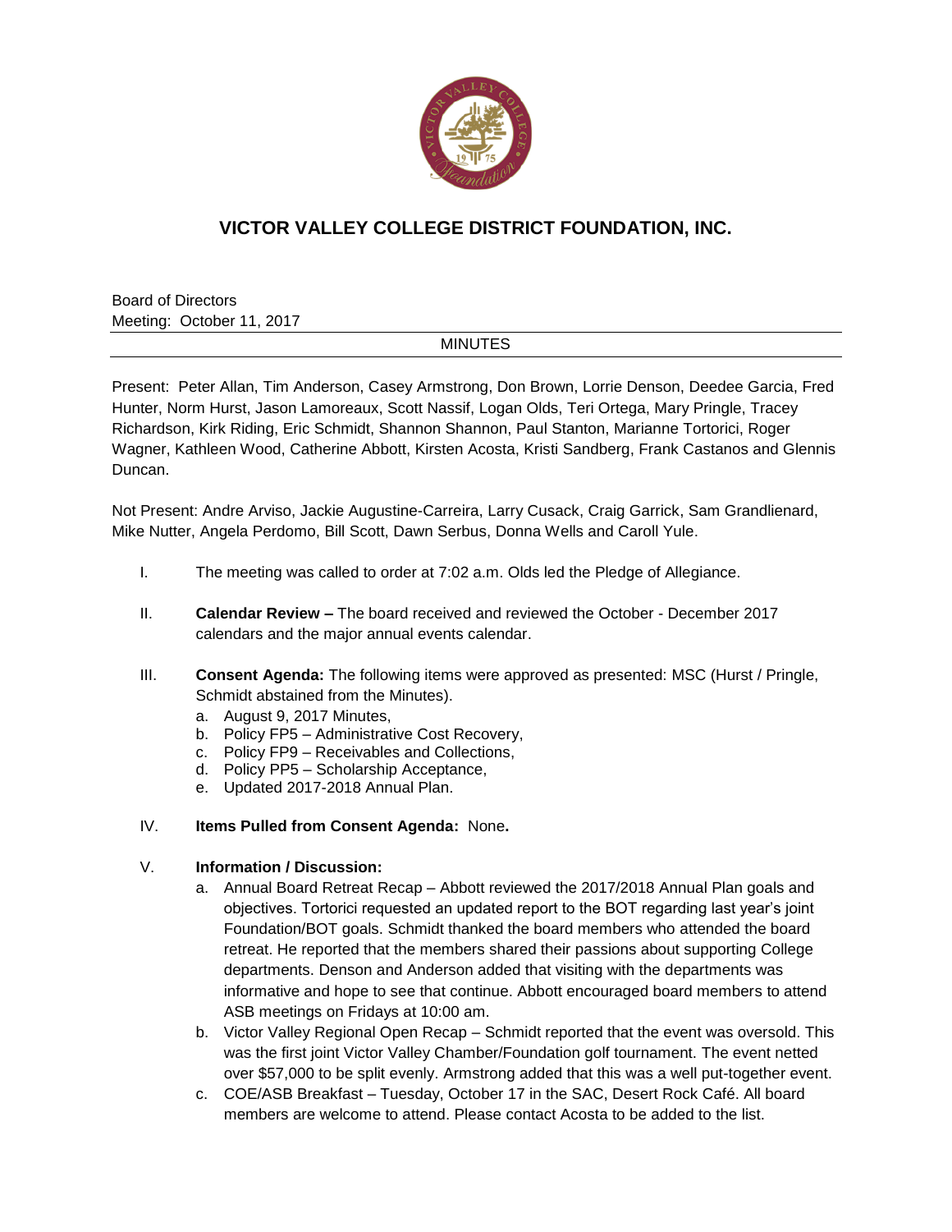# VICTOR VALLEY COLLEGE DISTRICT FOUNDATION, INC.

Board of Directors
Meeting: October 11, 2017

MINUTES

Present: Peter Allan, Tim Anderson, Casey Armstrong, Don Brown, Lorrie Denson, Deedee Garcia, Fred Hunter, Norm Hurst, Jason Lamoreaux, Scott Nassif, Logan Olds, Teri Ortega, Mary Pringle, Tracey Richardson, Kirk Riding, Eric Schmidt, Shannon Shannon, Paul Stanton, Marianne Tortorici, Roger Wagner, Kathleen Wood, Catherine Abbott, Kirsten Acosta, Kristi Sandberg, Frank Castanos and Glennis Duncan.

Not Present: Andre Arviso, Jackie Augustine-Carreira, Larry Cusack, Craig Garrick, Sam Grandlienard, Mike Nutter, Angela Perdomo, Bill Scott, Dawn Serbus, Donna Wells and Caroll Yule.

I. The meeting was called to order at 7:02 a.m. Olds led the Pledge of Allegiance.

II. **Calendar Review –** The board received and reviewed the October - December 2017 calendars and the major annual events calendar.

III. **Consent Agenda:** The following items were approved as presented: MSC (Hurst / Pringle, Schmidt abstained from the Minutes).
   a. August 9, 2017 Minutes,
   b. Policy FP5 – Administrative Cost Recovery,
   c. Policy FP9 – Receivables and Collections,
   d. Policy PP5 – Scholarship Acceptance,
   e. Updated 2017-2018 Annual Plan.

IV. **Items Pulled from Consent Agenda:** None**.**

V. **Information / Discussion:**
   a. Annual Board Retreat Recap – Abbott reviewed the 2017/2018 Annual Plan goals and objectives. Tortorici requested an updated report to the BOT regarding last year's joint Foundation/BOT goals. Schmidt thanked the board members who attended the board retreat. He reported that the members shared their passions about supporting College departments. Denson and Anderson added that visiting with the departments was informative and hope to see that continue. Abbott encouraged board members to attend ASB meetings on Fridays at 10:00 am.
   b. Victor Valley Regional Open Recap – Schmidt reported that the event was oversold. This was the first joint Victor Valley Chamber/Foundation golf tournament. The event netted over $57,000 to be split evenly. Armstrong added that this was a well put-together event.
   c. COE/ASB Breakfast – Tuesday, October 17 in the SAC, Desert Rock Café. All board members are welcome to attend. Please contact Acosta to be added to the list.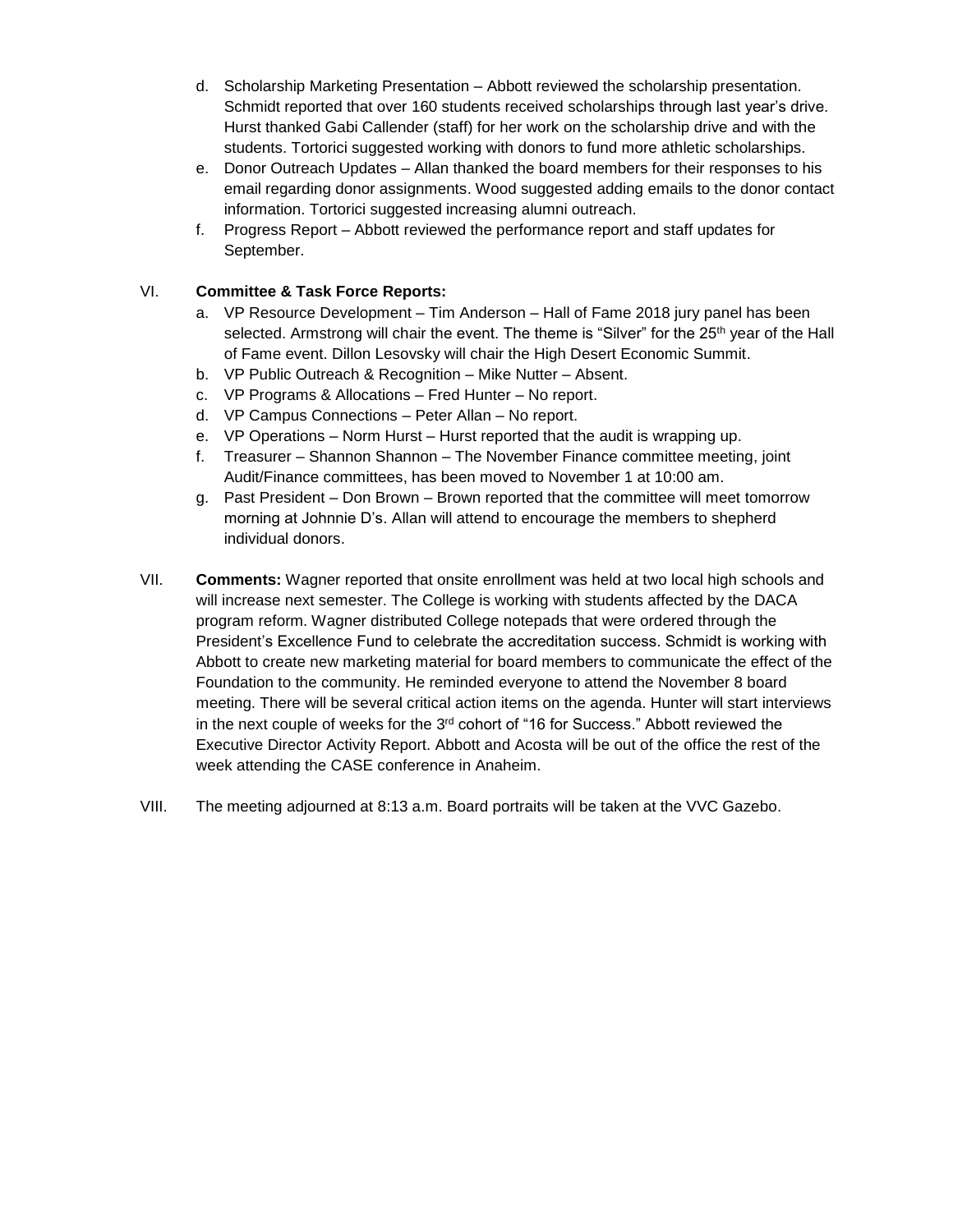d. Scholarship Marketing Presentation – Abbott reviewed the scholarship presentation. Schmidt reported that over 160 students received scholarships through last year's drive. Hurst thanked Gabi Callender (staff) for her work on the scholarship drive and with the students. Tortorici suggested working with donors to fund more athletic scholarships.
e. Donor Outreach Updates – Allan thanked the board members for their responses to his email regarding donor assignments. Wood suggested adding emails to the donor contact information. Tortorici suggested increasing alumni outreach.
f. Progress Report – Abbott reviewed the performance report and staff updates for September.

VI. **Committee & Task Force Reports:**

a. VP Resource Development – Tim Anderson – Hall of Fame 2018 jury panel has been selected. Armstrong will chair the event. The theme is "Silver" for the 25th year of the Hall of Fame event. Dillon Lesovsky will chair the High Desert Economic Summit.
b. VP Public Outreach & Recognition – Mike Nutter – Absent.
c. VP Programs & Allocations – Fred Hunter – No report.
d. VP Campus Connections – Peter Allan – No report.
e. VP Operations – Norm Hurst – Hurst reported that the audit is wrapping up.
f. Treasurer – Shannon Shannon – The November Finance committee meeting, joint Audit/Finance committees, has been moved to November 1 at 10:00 am.
g. Past President – Don Brown – Brown reported that the committee will meet tomorrow morning at Johnnie D's. Allan will attend to encourage the members to shepherd individual donors.

VII. **Comments:** Wagner reported that onsite enrollment was held at two local high schools and will increase next semester. The College is working with students affected by the DACA program reform. Wagner distributed College notepads that were ordered through the President's Excellence Fund to celebrate the accreditation success. Schmidt is working with Abbott to create new marketing material for board members to communicate the effect of the Foundation to the community. He reminded everyone to attend the November 8 board meeting. There will be several critical action items on the agenda. Hunter will start interviews in the next couple of weeks for the 3rd cohort of "16 for Success." Abbott reviewed the Executive Director Activity Report. Abbott and Acosta will be out of the office the rest of the week attending the CASE conference in Anaheim.

VIII. The meeting adjourned at 8:13 a.m. Board portraits will be taken at the VVC Gazebo.